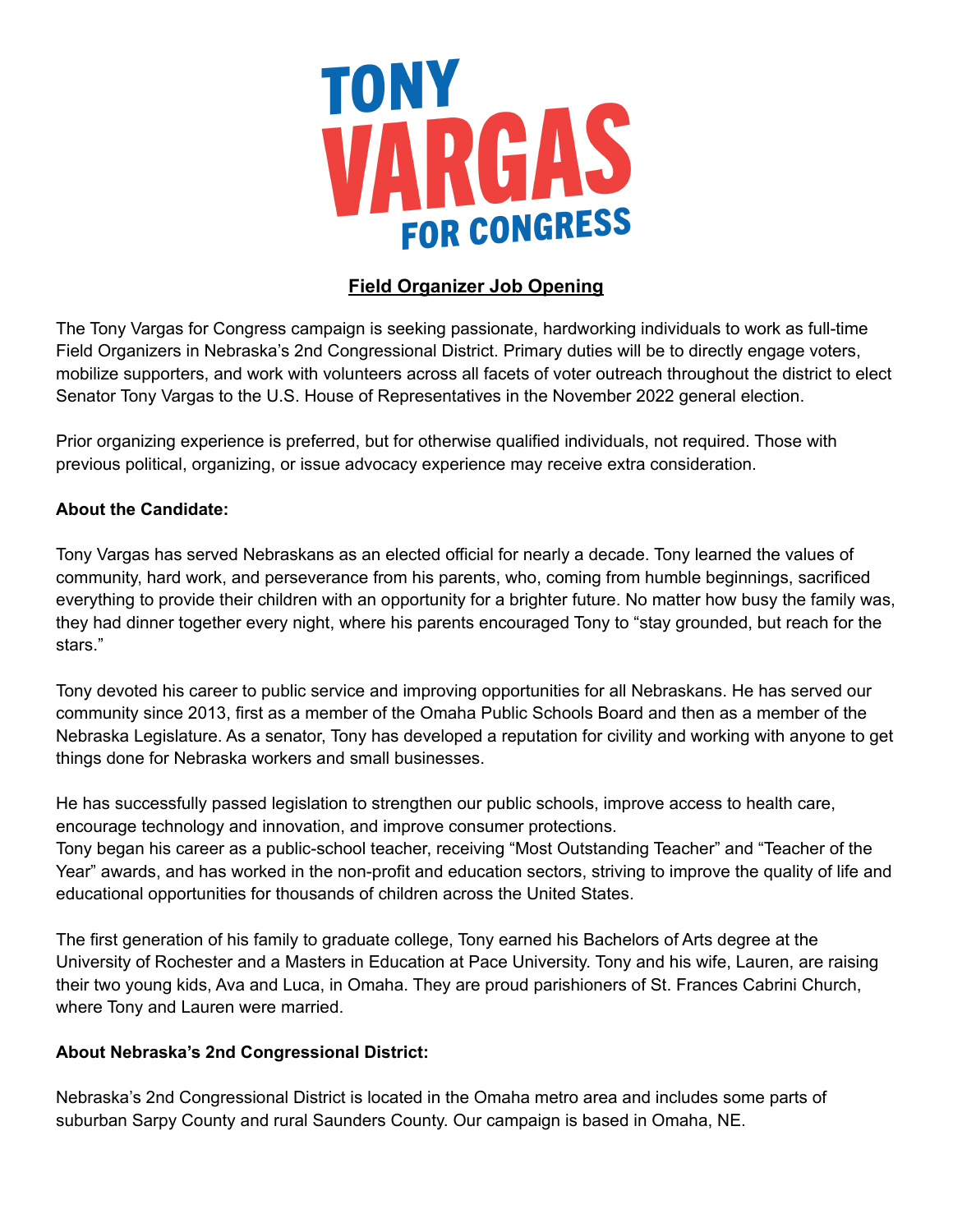# TONY VARGAS FOR CONGRESS

## Field Organizer Job Opening

The Tony Vargas for Congress campaign is seeking passionate, hardworking individuals to work as full-time Field Organizers in Nebraska's 2nd Congressional District. Primary duties will be to directly engage voters, mobilize supporters, and work with volunteers across all facets of voter outreach throughout the district to elect Senator Tony Vargas to the U.S. House of Representatives in the November 2022 general election.

Prior organizing experience is preferred, but for otherwise qualified individuals, not required. Those with previous political, organizing, or issue advocacy experience may receive extra consideration.

**About the Candidate:**

Tony Vargas has served Nebraskans as an elected official for nearly a decade. Tony learned the values of community, hard work, and perseverance from his parents, who, coming from humble beginnings, sacrificed everything to provide their children with an opportunity for a brighter future. No matter how busy the family was, they had dinner together every night, where his parents encouraged Tony to "stay grounded, but reach for the stars."

Tony devoted his career to public service and improving opportunities for all Nebraskans. He has served our community since 2013, first as a member of the Omaha Public Schools Board and then as a member of the Nebraska Legislature. As a senator, Tony has developed a reputation for civility and working with anyone to get things done for Nebraska workers and small businesses.

He has successfully passed legislation to strengthen our public schools, improve access to health care, encourage technology and innovation, and improve consumer protections.
Tony began his career as a public-school teacher, receiving "Most Outstanding Teacher" and "Teacher of the Year" awards, and has worked in the non-profit and education sectors, striving to improve the quality of life and educational opportunities for thousands of children across the United States.

The first generation of his family to graduate college, Tony earned his Bachelors of Arts degree at the University of Rochester and a Masters in Education at Pace University. Tony and his wife, Lauren, are raising their two young kids, Ava and Luca, in Omaha. They are proud parishioners of St. Frances Cabrini Church, where Tony and Lauren were married.

**About Nebraska's 2nd Congressional District:**

Nebraska's 2nd Congressional District is located in the Omaha metro area and includes some parts of suburban Sarpy County and rural Saunders County. Our campaign is based in Omaha, NE.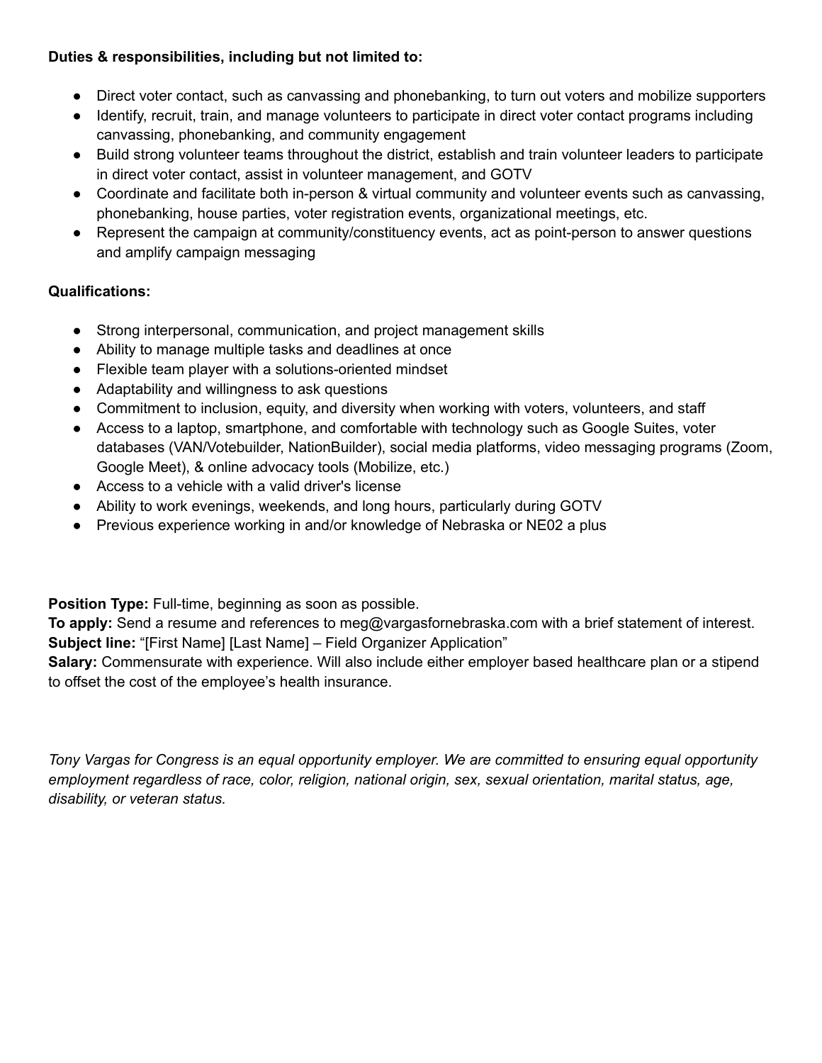**Duties & responsibilities, including but not limited to:**

- Direct voter contact, such as canvassing and phonebanking, to turn out voters and mobilize supporters
- Identify, recruit, train, and manage volunteers to participate in direct voter contact programs including canvassing, phonebanking, and community engagement
- Build strong volunteer teams throughout the district, establish and train volunteer leaders to participate in direct voter contact, assist in volunteer management, and GOTV
- Coordinate and facilitate both in-person & virtual community and volunteer events such as canvassing, phonebanking, house parties, voter registration events, organizational meetings, etc.
- Represent the campaign at community/constituency events, act as point-person to answer questions and amplify campaign messaging

**Qualifications:**

- Strong interpersonal, communication, and project management skills
- Ability to manage multiple tasks and deadlines at once
- Flexible team player with a solutions-oriented mindset
- Adaptability and willingness to ask questions
- Commitment to inclusion, equity, and diversity when working with voters, volunteers, and staff
- Access to a laptop, smartphone, and comfortable with technology such as Google Suites, voter databases (VAN/Votebuilder, NationBuilder), social media platforms, video messaging programs (Zoom, Google Meet), & online advocacy tools (Mobilize, etc.)
- Access to a vehicle with a valid driver's license
- Ability to work evenings, weekends, and long hours, particularly during GOTV
- Previous experience working in and/or knowledge of Nebraska or NE02 a plus

**Position Type:** Full-time, beginning as soon as possible.
**To apply:** Send a resume and references to meg@vargasfornebraska.com with a brief statement of interest.
**Subject line:** "[First Name] [Last Name] – Field Organizer Application"
**Salary:** Commensurate with experience. Will also include either employer based healthcare plan or a stipend to offset the cost of the employee's health insurance.

*Tony Vargas for Congress is an equal opportunity employer. We are committed to ensuring equal opportunity employment regardless of race, color, religion, national origin, sex, sexual orientation, marital status, age, disability, or veteran status.*